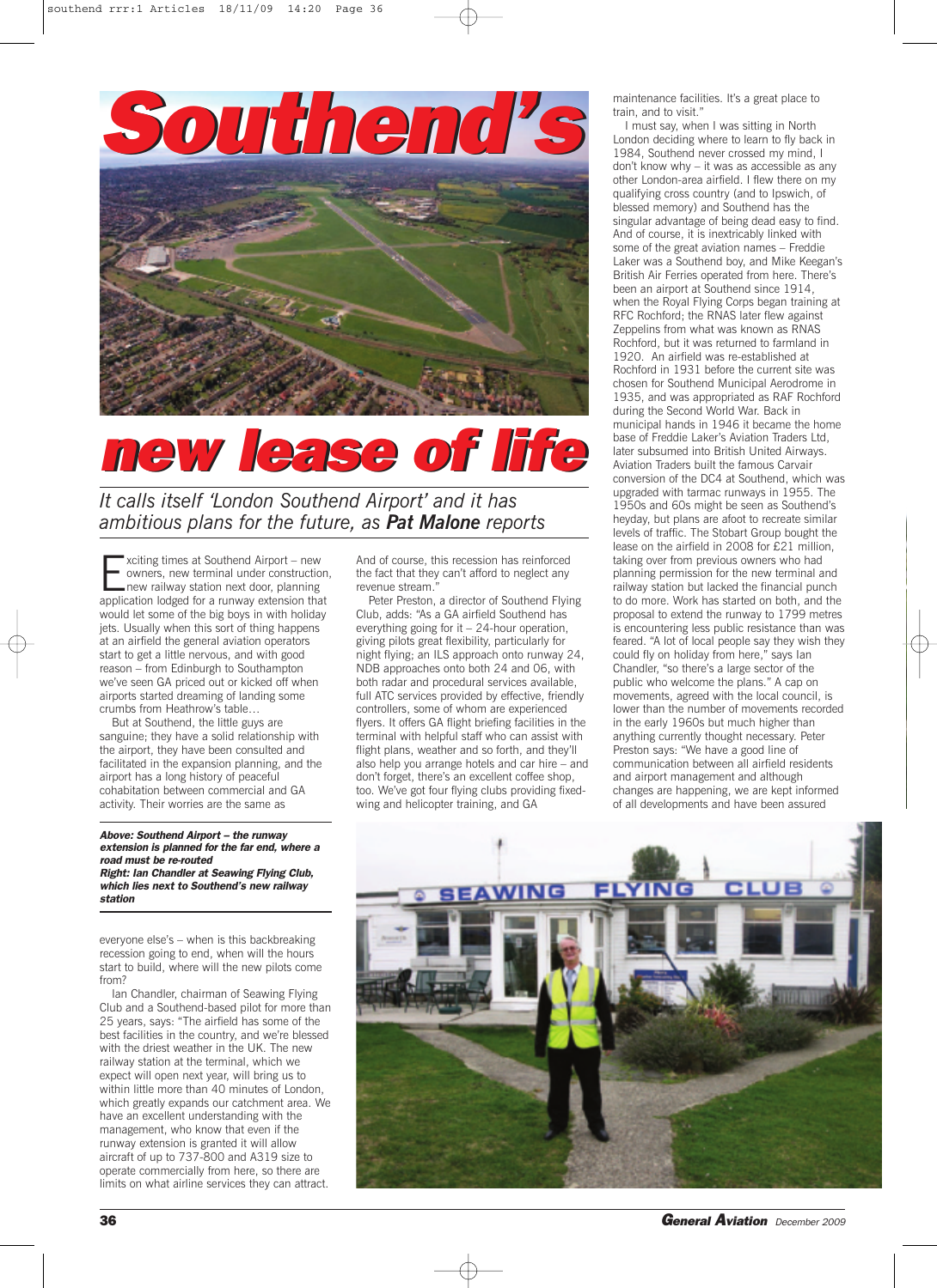# Southend's new lease of life

*It calls itself 'London Southend Airport' and it has ambitious plans for the future, as **Pat Malone** reports*

Exciting times at Southend Airport – new owners, new terminal under construction, new railway station next door, planning application lodged for a runway extension that would let some of the big boys in with holiday jets. Usually when this sort of thing happens at an airfield the general aviation operators start to get a little nervous, and with good reason – from Edinburgh to Southampton we've seen GA priced out or kicked off when airports started dreaming of landing some crumbs from Heathrow's table…

But at Southend, the little guys are sanguine; they have a solid relationship with the airport, they have been consulted and facilitated in the expansion planning, and the airport has a long history of peaceful cohabitation between commercial and GA activity. Their worries are the same as everyone else's – when is this backbreaking recession going to end, when will the hours start to build, where will the new pilots come from?

***Above: Southend Airport – the runway extension is planned for the far end, where a road must be re-routed***
***Right: Ian Chandler at Seawing Flying Club, which lies next to Southend's new railway station***

Ian Chandler, chairman of Seawing Flying Club and a Southend-based pilot for more than 25 years, says: "The airfield has some of the best facilities in the country, and we're blessed with the driest weather in the UK. The new railway station at the terminal, which we expect will open next year, will bring us to within little more than 40 minutes of London, which greatly expands our catchment area. We have an excellent understanding with the management, who know that even if the runway extension is granted it will allow aircraft of up to 737-800 and A319 size to operate commercially from here, so there are limits on what airline services they can attract. And of course, this recession has reinforced the fact that they can't afford to neglect any revenue stream."

Peter Preston, a director of Southend Flying Club, adds: "As a GA airfield Southend has everything going for it – 24-hour operation, giving pilots great flexibility, particularly for night flying; an ILS approach onto runway 24, NDB approaches onto both 24 and 06, with both radar and procedural services available, full ATC services provided by effective, friendly controllers, some of whom are experienced flyers. It offers GA flight briefing facilities in the terminal with helpful staff who can assist with flight plans, weather and so forth, and they'll also help you arrange hotels and car hire – and don't forget, there's an excellent coffee shop, too. We've got four flying clubs providing fixed-wing and helicopter training, and GA maintenance facilities. It's a great place to train, and to visit."

I must say, when I was sitting in North London deciding where to learn to fly back in 1984, Southend never crossed my mind, I don't know why – it was as accessible as any other London-area airfield. I flew there on my qualifying cross country (and to Ipswich, of blessed memory) and Southend has the singular advantage of being dead easy to find. And of course, it is inextricably linked with some of the great aviation names – Freddie Laker was a Southend boy, and Mike Keegan's British Air Ferries operated from here. There's been an airport at Southend since 1914, when the Royal Flying Corps began training at RFC Rochford; the RNAS later flew against Zeppelins from what was known as RNAS Rochford, but it was returned to farmland in 1920. An airfield was re-established at Rochford in 1931 before the current site was chosen for Southend Municipal Aerodrome in 1935, and was appropriated as RAF Rochford during the Second World War. Back in municipal hands in 1946 it became the home base of Freddie Laker's Aviation Traders Ltd, later subsumed into British United Airways. Aviation Traders built the famous Carvair conversion of the DC4 at Southend, which was upgraded with tarmac runways in 1955. The 1950s and 60s might be seen as Southend's heyday, but plans are afoot to recreate similar levels of traffic. The Stobart Group bought the lease on the airfield in 2008 for £21 million, taking over from previous owners who had planning permission for the new terminal and railway station but lacked the financial punch to do more. Work has started on both, and the proposal to extend the runway to 1799 metres is encountering less public resistance than was feared. "A lot of local people say they wish they could fly on holiday from here," says Ian Chandler, "so there's a large sector of the public who welcome the plans." A cap on movements, agreed with the local council, is lower than the number of movements recorded in the early 1960s but much higher than anything currently thought necessary. Peter Preston says: "We have a good line of communication between all airfield residents and airport management and although changes are happening, we are kept informed of all developments and have been assured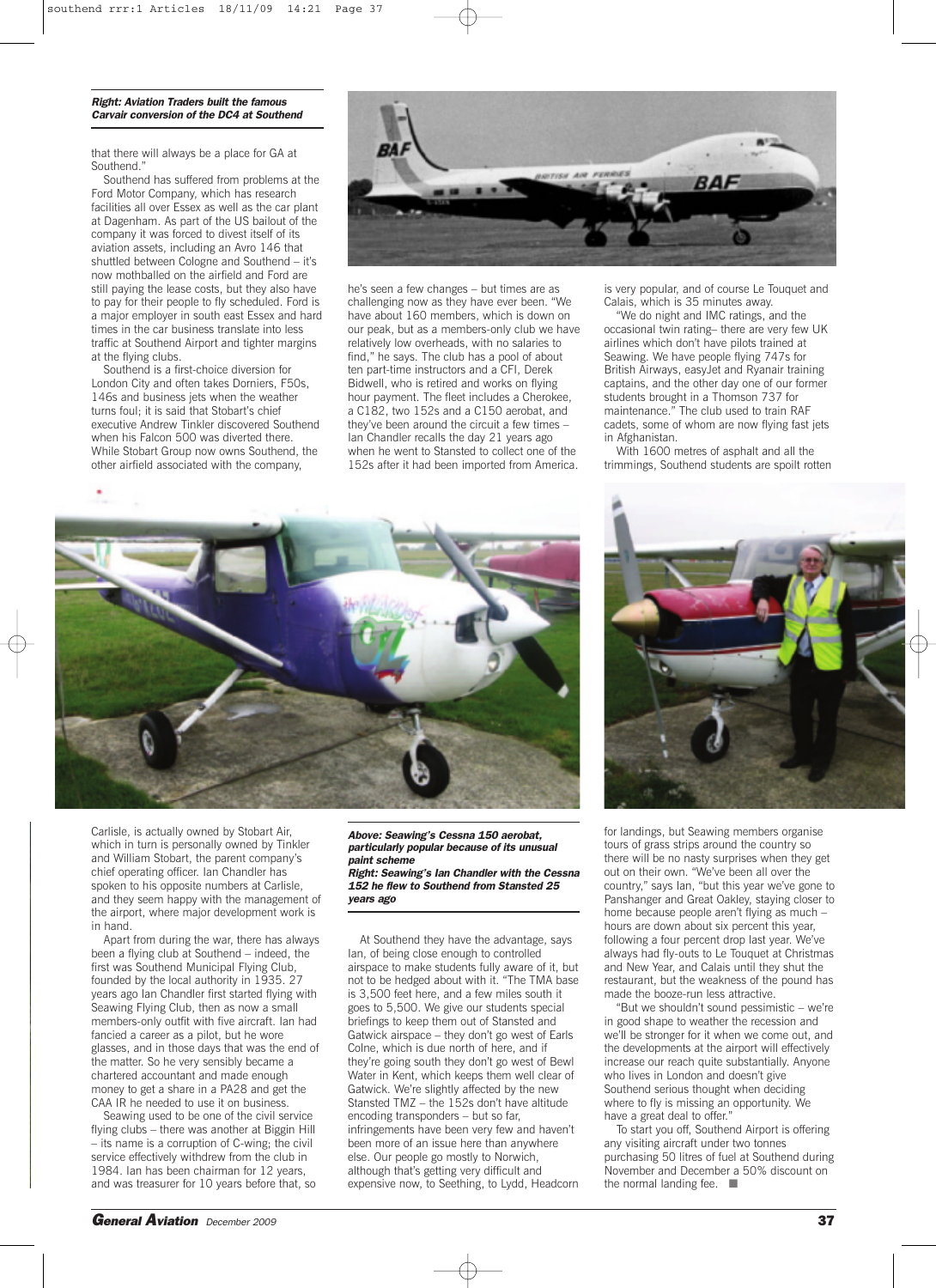*Right: Aviation Traders built the famous Carvair conversion of the DC4 at Southend*

that there will always be a place for GA at Southend."

Southend has suffered from problems at the Ford Motor Company, which has research facilities all over Essex as well as the car plant at Dagenham. As part of the US bailout of the company it was forced to divest itself of its aviation assets, including an Avro 146 that shuttled between Cologne and Southend – it's now mothballed on the airfield and Ford are still paying the lease costs, but they also have to pay for their people to fly scheduled. Ford is a major employer in south east Essex and hard times in the car business translate into less traffic at Southend Airport and tighter margins at the flying clubs.

Southend is a first-choice diversion for London City and often takes Dorniers, F50s, 146s and business jets when the weather turns foul; it is said that Stobart's chief executive Andrew Tinkler discovered Southend when his Falcon 500 was diverted there. While Stobart Group now owns Southend, the other airfield associated with the company, Carlisle, is actually owned by Stobart Air, which in turn is personally owned by Tinkler and William Stobart, the parent company's chief operating officer. Ian Chandler has spoken to his opposite numbers at Carlisle, and they seem happy with the management of the airport, where major development work is in hand.

Apart from during the war, there has always been a flying club at Southend – indeed, the first was Southend Municipal Flying Club, founded by the local authority in 1935. 27 years ago Ian Chandler first started flying with Seawing Flying Club, then as now a small members-only outfit with five aircraft. Ian had fancied a career as a pilot, but he wore glasses, and in those days that was the end of the matter. So he very sensibly became a chartered accountant and made enough money to get a share in a PA28 and get the CAA IR he needed to use it on business.

Seawing used to be one of the civil service flying clubs – there was another at Biggin Hill – its name is a corruption of C-wing; the civil service effectively withdrew from the club in 1984. Ian has been chairman for 12 years, and was treasurer for 10 years before that, so he's seen a few changes – but times are as challenging now as they have ever been. "We have about 160 members, which is down on our peak, but as a members-only club we have relatively low overheads, with no salaries to find," he says. The club has a pool of about ten part-time instructors and a CFI, Derek Bidwell, who is retired and works on flying hour payment. The fleet includes a Cherokee, a C182, two 152s and a C150 aerobat, and they've been around the circuit a few times – Ian Chandler recalls the day 21 years ago when he went to Stansted to collect one of the 152s after it had been imported from America.

*Above: Seawing's Cessna 150 aerobat, particularly popular because of its unusual paint scheme*
*Right: Seawing's Ian Chandler with the Cessna 152 he flew to Southend from Stansted 25 years ago*

At Southend they have the advantage, says Ian, of being close enough to controlled airspace to make students fully aware of it, but not to be hedged about with it. "The TMA base is 3,500 feet here, and a few miles south it goes to 5,500. We give our students special briefings to keep them out of Stansted and Gatwick airspace – they don't go west of Earls Colne, which is due north of here, and if they're going south they don't go west of Bewl Water in Kent, which keeps them well clear of Gatwick. We're slightly affected by the new Stansted TMZ – the 152s don't have altitude encoding transponders – but so far, infringements have been very few and haven't been more of an issue here than anywhere else. Our people go mostly to Norwich, although that's getting very difficult and expensive now, to Seething, to Lydd, Headcorn is very popular, and of course Le Touquet and Calais, which is 35 minutes away.

"We do night and IMC ratings, and the occasional twin rating– there are very few UK airlines which don't have pilots trained at Seawing. We have people flying 747s for British Airways, easyJet and Ryanair training captains, and the other day one of our former students brought in a Thomson 737 for maintenance." The club used to train RAF cadets, some of whom are now flying fast jets in Afghanistan.

With 1600 metres of asphalt and all the trimmings, Southend students are spoilt rotten for landings, but Seawing members organise tours of grass strips around the country so there will be no nasty surprises when they get out on their own. "We've been all over the country," says Ian, "but this year we've gone to Panshanger and Great Oakley, staying closer to home because people aren't flying as much – hours are down about six percent this year, following a four percent drop last year. We've always had fly-outs to Le Touquet at Christmas and New Year, and Calais until they shut the restaurant, but the weakness of the pound has made the booze-run less attractive.

"But we shouldn't sound pessimistic – we're in good shape to weather the recession and we'll be stronger for it when we come out, and the developments at the airport will effectively increase our reach quite substantially. Anyone who lives in London and doesn't give Southend serious thought when deciding where to fly is missing an opportunity. We have a great deal to offer."

To start you off, Southend Airport is offering any visiting aircraft under two tonnes purchasing 50 litres of fuel at Southend during November and December a 50% discount on the normal landing fee. ■